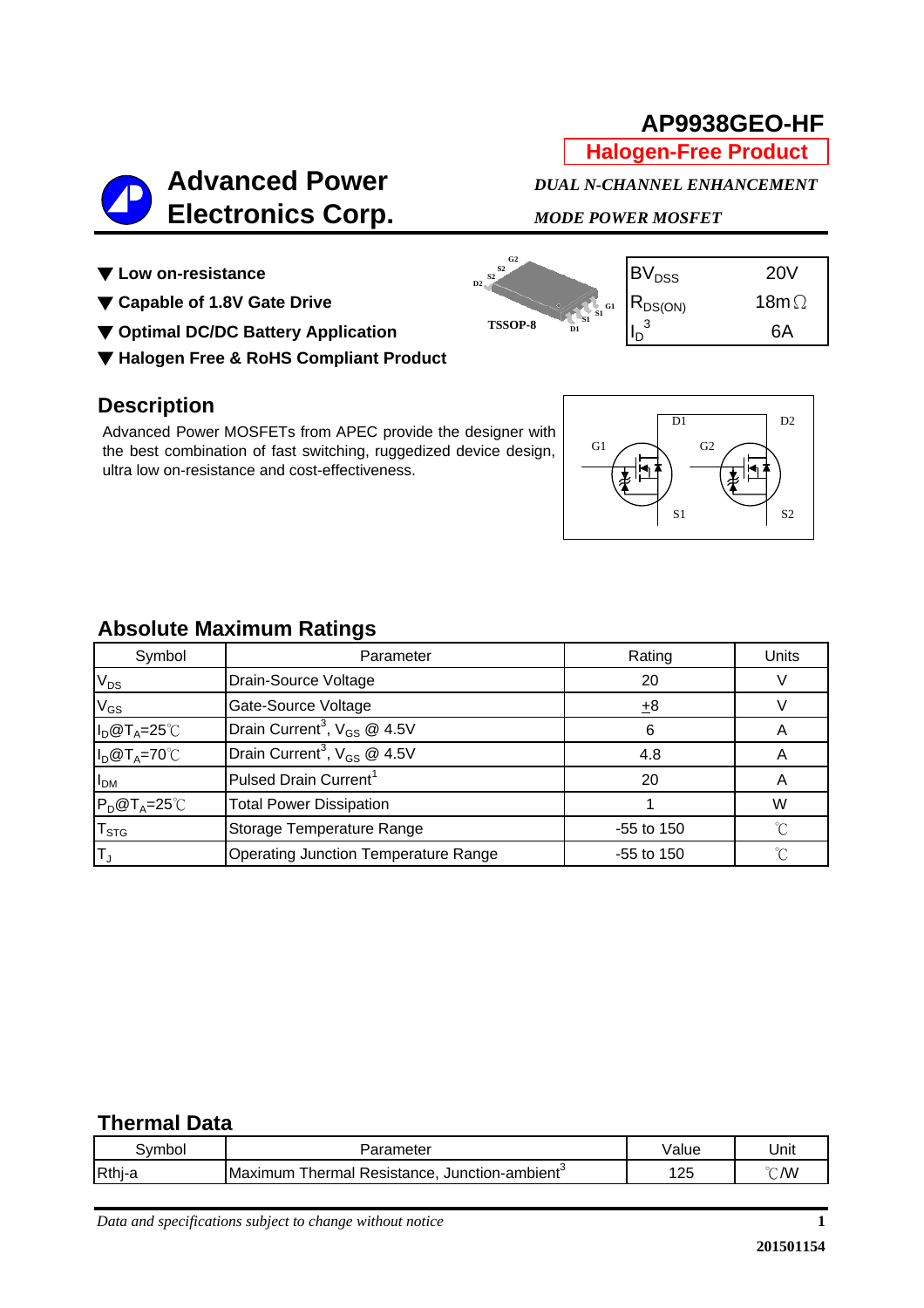# AP9938GEO-HF

**Halogen-Free Product**

## Advanced Power Electronics Corp.

***DUAL N-CHANNEL ENHANCEMENT MODE POWER MOSFET***

- ▼ **Low on-resistance**
- ▼ **Capable of 1.8V Gate Drive**
- ▼ **Optimal DC/DC Battery Application**
- ▼ **Halogen Free & RoHS Compliant Product**

TSSOP-8

| | |
|---|---|
| $BV_{DSS}$ | 20V |
| $R_{DS(ON)}$ | 18mΩ |
| $I_D$[3] | 6A |

## Description

Advanced Power MOSFETs from APEC provide the designer with the best combination of fast switching, ruggedized device design, ultra low on-resistance and cost-effectiveness.

## Absolute Maximum Ratings

| Symbol | Parameter | Rating | Units |
|---|---|---|---|
| $V_{DS}$ | Drain-Source Voltage | 20 | V |
| $V_{GS}$ | Gate-Source Voltage | $\pm$8 | V |
| $I_D$@$T_A$=25℃ | Drain Current[3], $V_{GS}$ @ 4.5V | 6 | A |
| $I_D$@$T_A$=70℃ | Drain Current[3], $V_{GS}$ @ 4.5V | 4.8 | A |
| $I_{DM}$ | Pulsed Drain Current[1] | 20 | A |
| $P_D$@$T_A$=25℃ | Total Power Dissipation | 1 | W |
| $T_{STG}$ | Storage Temperature Range | -55 to 150 | ℃ |
| $T_J$ | Operating Junction Temperature Range | -55 to 150 | ℃ |

## Thermal Data

| Symbol | Parameter | Value | Unit |
|---|---|---|---|
| Rthj-a | Maximum Thermal Resistance, Junction-ambient[3] | 125 | ℃/W |

*Data and specifications subject to change without notice*

201501154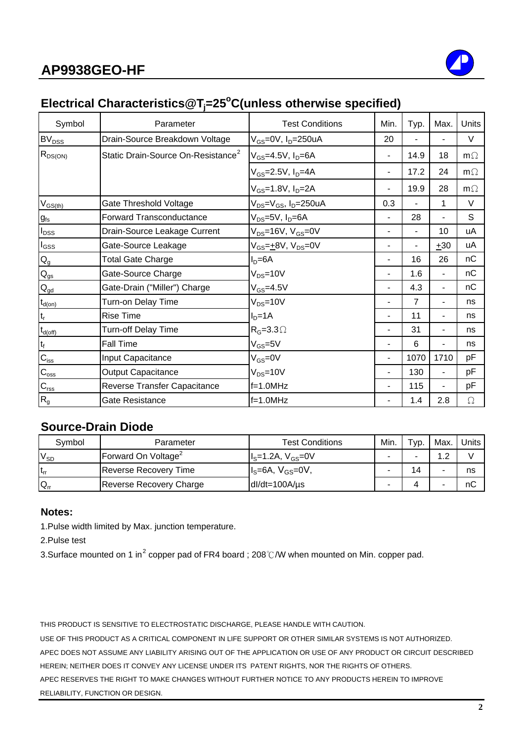## Electrical Characteristics@$T_j$=25°C(unless otherwise specified)

| Symbol | Parameter | Test Conditions | Min. | Typ. | Max. | Units |
|---|---|---|---|---|---|---|
| $BV_{DSS}$ | Drain-Source Breakdown Voltage | $V_{GS}$=0V, $I_D$=250uA | 20 | - | - | V |
| $R_{DS(ON)}$ | Static Drain-Source On-Resistance[2] | $V_{GS}$=4.5V, $I_D$=6A | - | 14.9 | 18 | mΩ |
| | | $V_{GS}$=2.5V, $I_D$=4A | - | 17.2 | 24 | mΩ |
| | | $V_{GS}$=1.8V, $I_D$=2A | - | 19.9 | 28 | mΩ |
| $V_{GS(th)}$ | Gate Threshold Voltage | $V_{DS}$=$V_{GS}$, $I_D$=250uA | 0.3 | - | 1 | V |
| $g_{fs}$ | Forward Transconductance | $V_{DS}$=5V, $I_D$=6A | - | 28 | - | S |
| $I_{DSS}$ | Drain-Source Leakage Current | $V_{DS}$=16V, $V_{GS}$=0V | - | - | 10 | uA |
| $I_{GSS}$ | Gate-Source Leakage | $V_{GS}$=$\pm$8V, $V_{DS}$=0V | - | - | $\pm$30 | uA |
| $Q_g$ | Total Gate Charge | $I_D$=6A | - | 16 | 26 | nC |
| $Q_{gs}$ | Gate-Source Charge | $V_{DS}$=10V | - | 1.6 | - | nC |
| $Q_{gd}$ | Gate-Drain ("Miller") Charge | $V_{GS}$=4.5V | - | 4.3 | - | nC |
| $t_{d(on)}$ | Turn-on Delay Time | $V_{DS}$=10V | - | 7 | - | ns |
| $t_r$ | Rise Time | $I_D$=1A | - | 11 | - | ns |
| $t_{d(off)}$ | Turn-off Delay Time | $R_G$=3.3Ω | - | 31 | - | ns |
| $t_f$ | Fall Time | $V_{GS}$=5V | - | 6 | - | ns |
| $C_{iss}$ | Input Capacitance | $V_{GS}$=0V | - | 1070 | 1710 | pF |
| $C_{oss}$ | Output Capacitance | $V_{DS}$=10V | - | 130 | - | pF |
| $C_{rss}$ | Reverse Transfer Capacitance | f=1.0MHz | - | 115 | - | pF |
| $R_g$ | Gate Resistance | f=1.0MHz | - | 1.4 | 2.8 | Ω |

## Source-Drain Diode

| Symbol | Parameter | Test Conditions | Min. | Typ. | Max. | Units |
|---|---|---|---|---|---|---|
| $V_{SD}$ | Forward On Voltage[2] | $I_S$=1.2A, $V_{GS}$=0V | - | - | 1.2 | V |
| $t_{rr}$ | Reverse Recovery Time | $I_S$=6A, $V_{GS}$=0V, | - | 14 | - | ns |
| $Q_{rr}$ | Reverse Recovery Charge | dI/dt=100A/µs | - | 4 | - | nC |

**Notes:**

1.Pulse width limited by Max. junction temperature.

2.Pulse test

3.Surface mounted on 1 $in^2$ copper pad of FR4 board ; 208℃/W when mounted on Min. copper pad.

THIS PRODUCT IS SENSITIVE TO ELECTROSTATIC DISCHARGE, PLEASE HANDLE WITH CAUTION.

USE OF THIS PRODUCT AS A CRITICAL COMPONENT IN LIFE SUPPORT OR OTHER SIMILAR SYSTEMS IS NOT AUTHORIZED.

APEC DOES NOT ASSUME ANY LIABILITY ARISING OUT OF THE APPLICATION OR USE OF ANY PRODUCT OR CIRCUIT DESCRIBED HEREIN; NEITHER DOES IT CONVEY ANY LICENSE UNDER ITS PATENT RIGHTS, NOR THE RIGHTS OF OTHERS.

APEC RESERVES THE RIGHT TO MAKE CHANGES WITHOUT FURTHER NOTICE TO ANY PRODUCTS HEREIN TO IMPROVE RELIABILITY, FUNCTION OR DESIGN.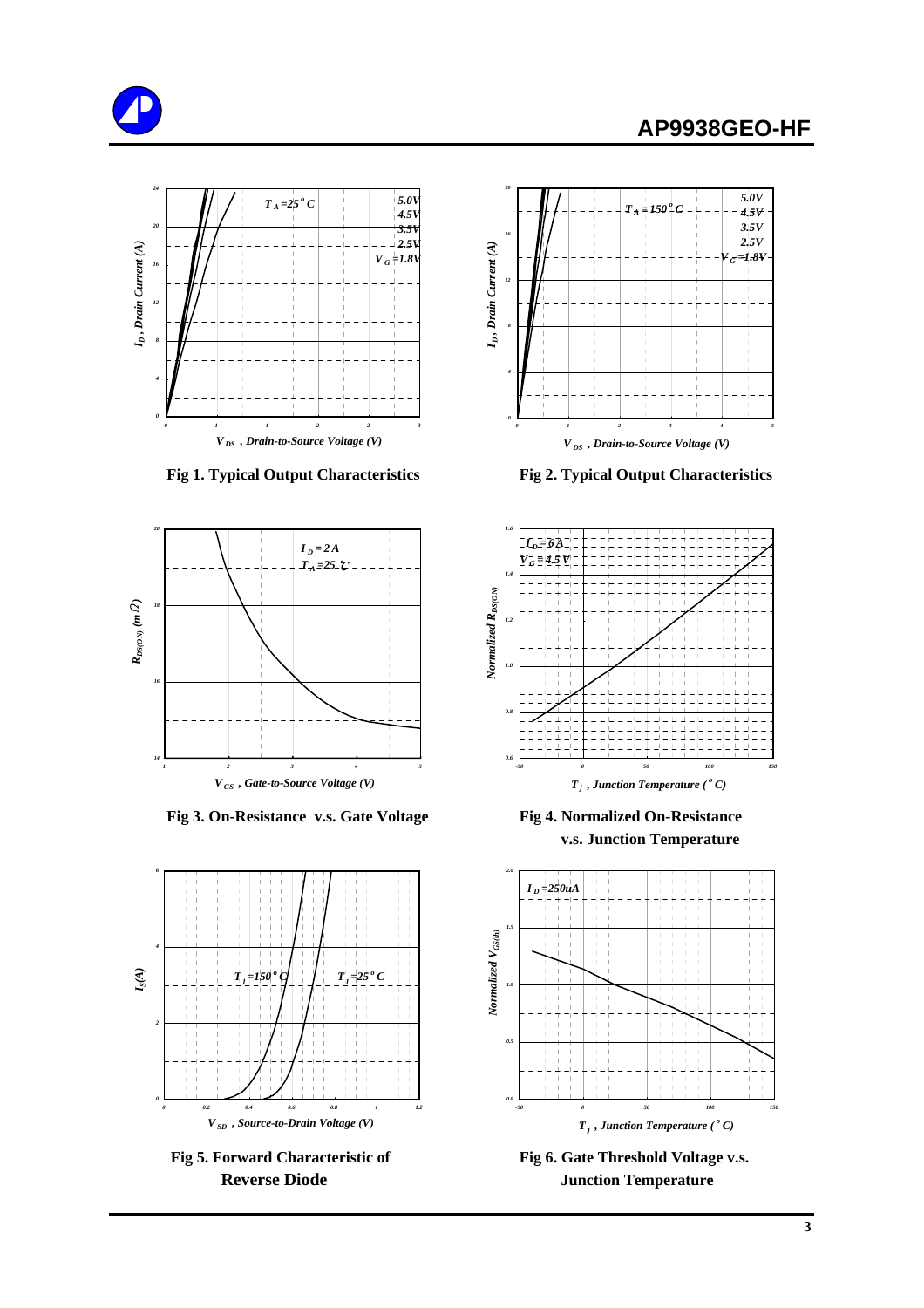Fig 1. Typical Output Characteristics

Fig 2. Typical Output Characteristics

Fig 3. On-Resistance v.s. Gate Voltage

Fig 4. Normalized On-Resistance v.s. Junction Temperature

Fig 5. Forward Characteristic of Reverse Diode

Fig 6. Gate Threshold Voltage v.s. Junction Temperature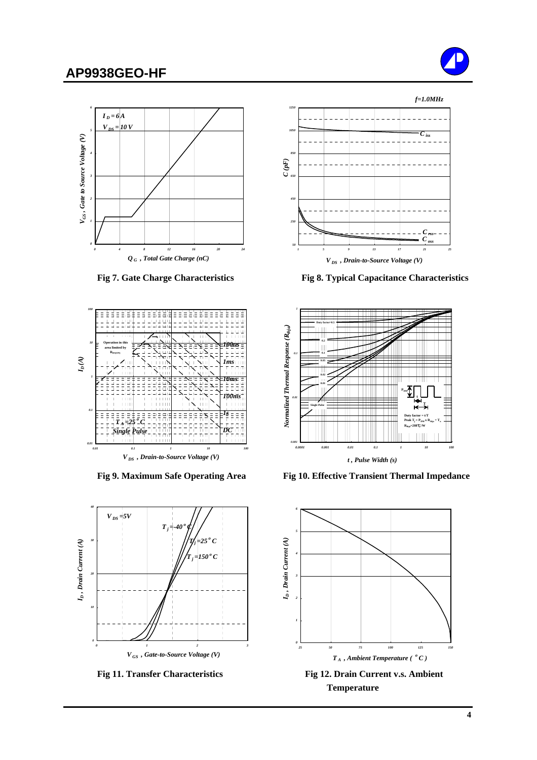Fig 7. Gate Charge Characteristics

Fig 8. Typical Capacitance Characteristics

Fig 9. Maximum Safe Operating Area

Fig 10. Effective Transient Thermal Impedance

Fig 11. Transfer Characteristics

Fig 12. Drain Current v.s. Ambient Temperature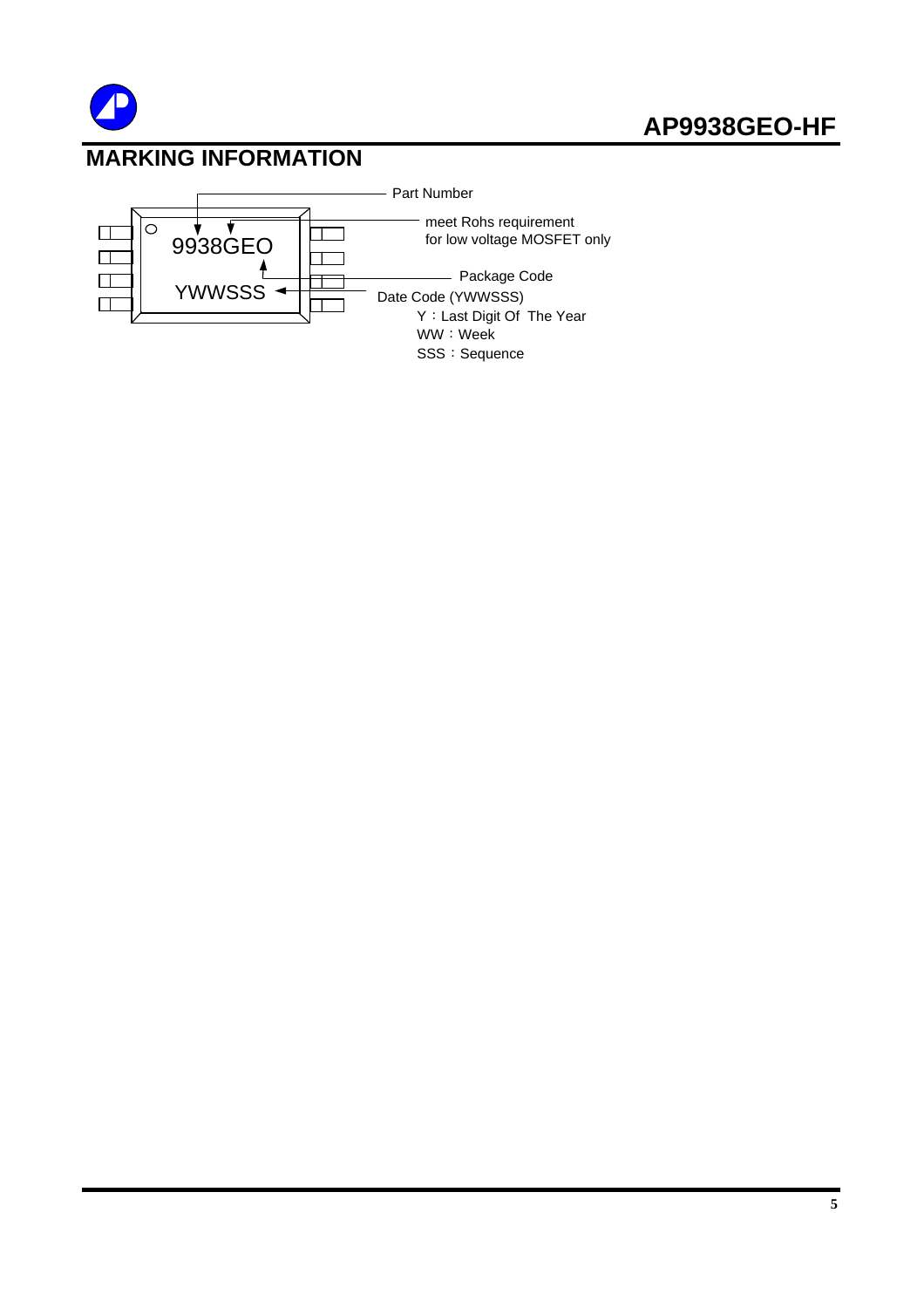## MARKING INFORMATION

9938GEO

YWWSSS

Part Number

meet Rohs requirement
for low voltage MOSFET only

Package Code

Date Code (YWWSSS)

Y：Last Digit Of The Year

WW：Week

SSS：Sequence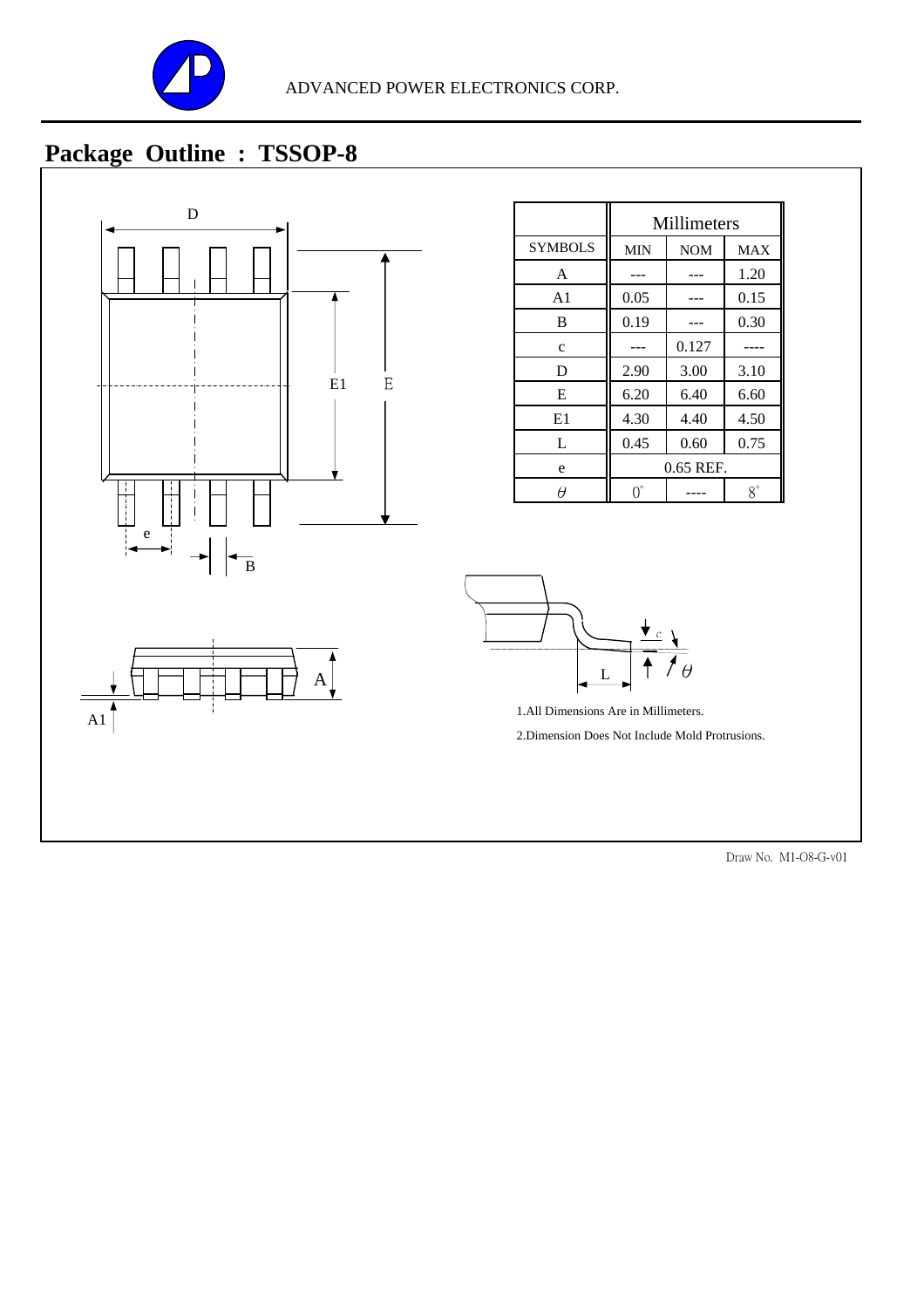ADVANCED POWER ELECTRONICS CORP.

# Package Outline : TSSOP-8

| | Millimeters | | |
|---|---|---|---|
| SYMBOLS | MIN | NOM | MAX |
| A | --- | --- | 1.20 |
| A1 | 0.05 | --- | 0.15 |
| B | 0.19 | --- | 0.30 |
| c | --- | 0.127 | ---- |
| D | 2.90 | 3.00 | 3.10 |
| E | 6.20 | 6.40 | 6.60 |
| E1 | 4.30 | 4.40 | 4.50 |
| L | 0.45 | 0.60 | 0.75 |
| e | 0.65 REF. | | |
| $\theta$ | 0° | ---- | 8° |

1.All Dimensions Are in Millimeters.

2.Dimension Does Not Include Mold Protrusions.

Draw No. M1-O8-G-v01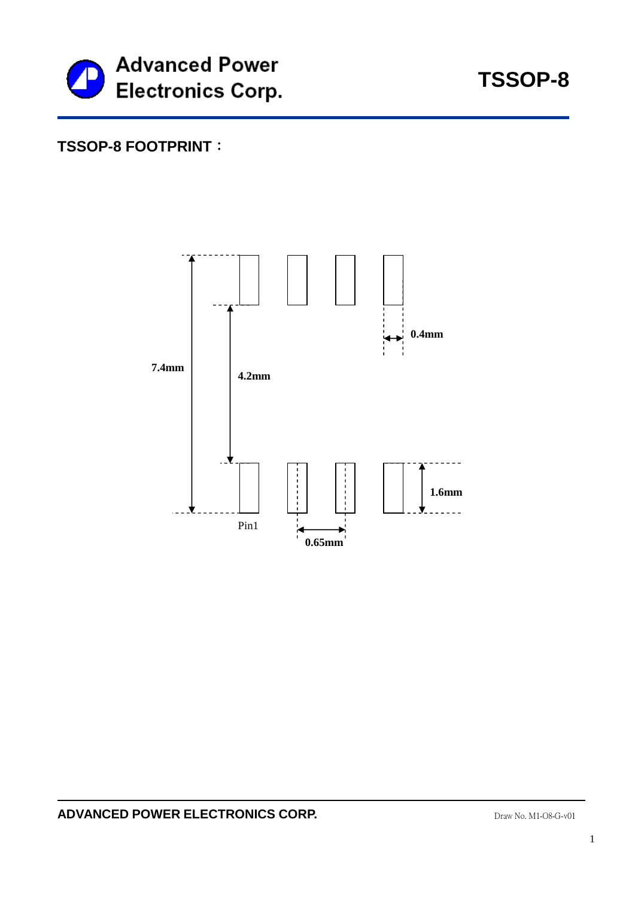## TSSOP-8 FOOTPRINT：

7.4mm

4.2mm

0.4mm

1.6mm

Pin1

0.65mm

Draw No. M1-O8-G-v01